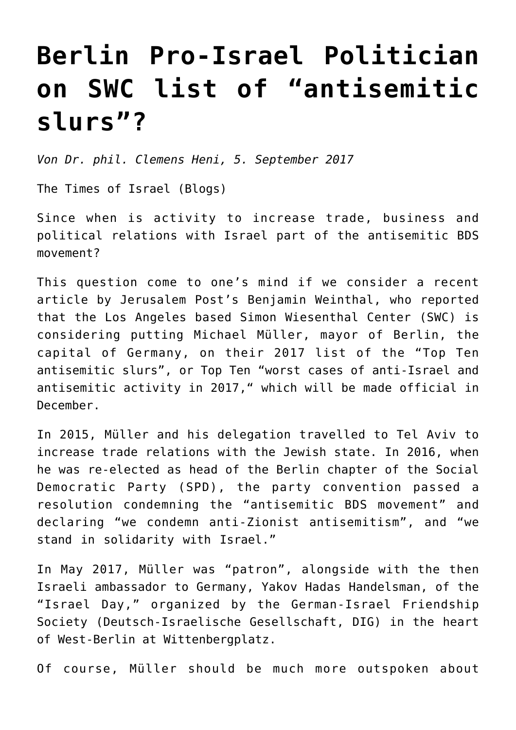# Berlin Pro-Israel Politician on SWC list of "antisemitic slurs"?

*Von Dr. phil. Clemens Heni, 5. September 2017*

The Times of Israel (Blogs)

Since when is activity to increase trade, business and political relations with Israel part of the antisemitic BDS movement?

This question come to one's mind if we consider a recent article by Jerusalem Post's Benjamin Weinthal, who reported that the Los Angeles based Simon Wiesenthal Center (SWC) is considering putting Michael Müller, mayor of Berlin, the capital of Germany, on their 2017 list of the "Top Ten antisemitic slurs", or Top Ten "worst cases of anti-Israel and antisemitic activity in 2017," which will be made official in December.

In 2015, Müller and his delegation travelled to Tel Aviv to increase trade relations with the Jewish state. In 2016, when he was re-elected as head of the Berlin chapter of the Social Democratic Party (SPD), the party convention passed a resolution condemning the "antisemitic BDS movement" and declaring "we condemn anti-Zionist antisemitism", and "we stand in solidarity with Israel."

In May 2017, Müller was "patron", alongside with the then Israeli ambassador to Germany, Yakov Hadas Handelsman, of the "Israel Day," organized by the German-Israel Friendship Society (Deutsch-Israelische Gesellschaft, DIG) in the heart of West-Berlin at Wittenbergplatz.

Of course, Müller should be much more outspoken about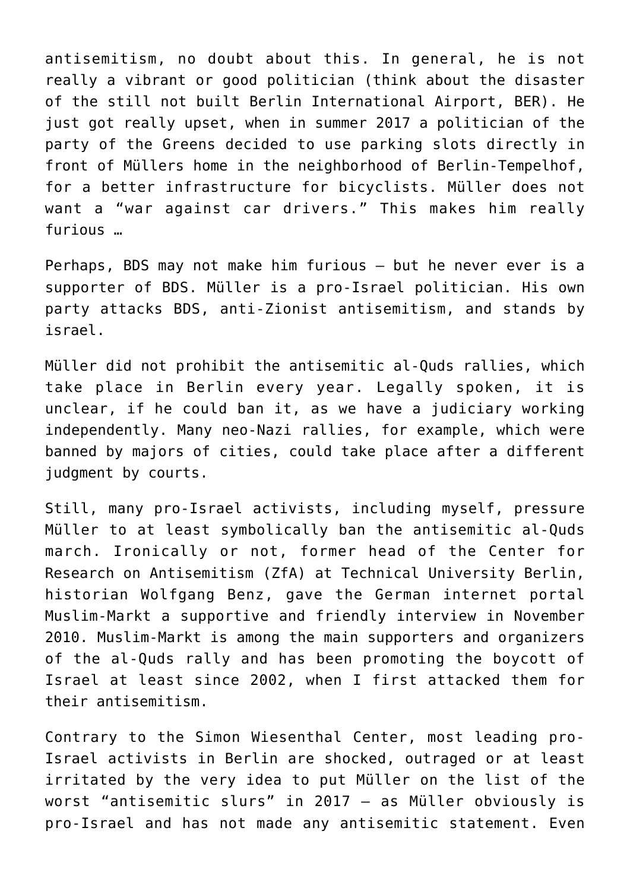antisemitism, no doubt about this. In general, he is not really a vibrant or good politician (think about the disaster of the still not built Berlin International Airport, BER). He just got really upset, when in summer 2017 a politician of the party of the Greens decided to use parking slots directly in front of Müllers home in the neighborhood of Berlin-Tempelhof, for a better infrastructure for bicyclists. Müller does not want a "war against car drivers." This makes him really furious …

Perhaps, BDS may not make him furious – but he never ever is a supporter of BDS. Müller is a pro-Israel politician. His own party attacks BDS, anti-Zionist antisemitism, and stands by israel.

Müller did not prohibit the antisemitic al-Quds rallies, which take place in Berlin every year. Legally spoken, it is unclear, if he could ban it, as we have a judiciary working independently. Many neo-Nazi rallies, for example, which were banned by majors of cities, could take place after a different judgment by courts.

Still, many pro-Israel activists, including myself, pressure Müller to at least symbolically ban the antisemitic al-Quds march. Ironically or not, former head of the Center for Research on Antisemitism (ZfA) at Technical University Berlin, historian Wolfgang Benz, gave the German internet portal Muslim-Markt a supportive and friendly interview in November 2010. Muslim-Markt is among the main supporters and organizers of the al-Quds rally and has been promoting the boycott of Israel at least since 2002, when I first attacked them for their antisemitism.

Contrary to the Simon Wiesenthal Center, most leading pro-Israel activists in Berlin are shocked, outraged or at least irritated by the very idea to put Müller on the list of the worst "antisemitic slurs" in 2017 – as Müller obviously is pro-Israel and has not made any antisemitic statement. Even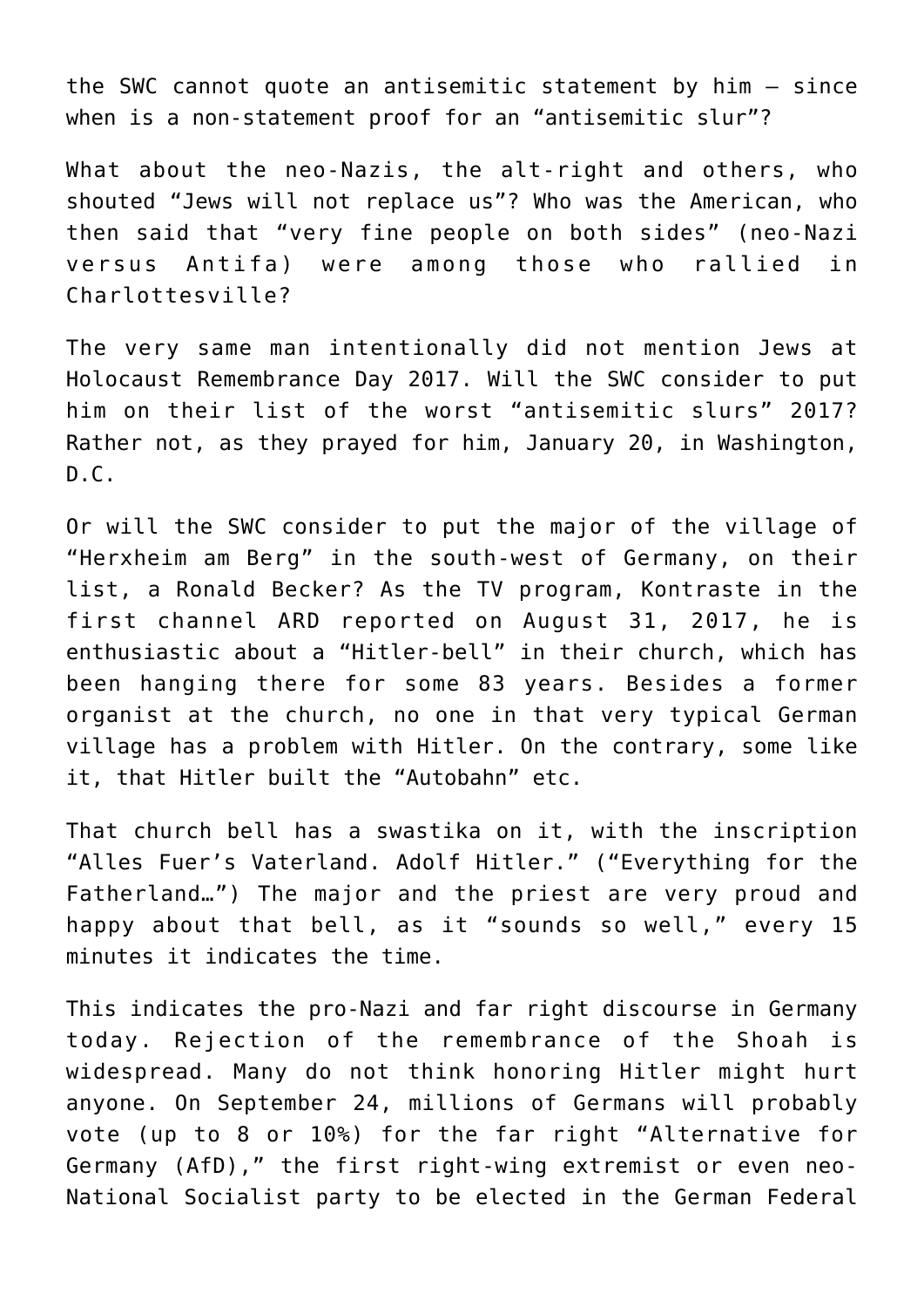the SWC cannot quote an antisemitic statement by him – since when is a non-statement proof for an "antisemitic slur"?

What about the neo-Nazis, the alt-right and others, who shouted "Jews will not replace us"? Who was the American, who then said that "very fine people on both sides" (neo-Nazi versus Antifa) were among those who rallied in Charlottesville?

The very same man intentionally did not mention Jews at Holocaust Remembrance Day 2017. Will the SWC consider to put him on their list of the worst "antisemitic slurs" 2017? Rather not, as they prayed for him, January 20, in Washington, D.C.

Or will the SWC consider to put the major of the village of "Herxheim am Berg" in the south-west of Germany, on their list, a Ronald Becker? As the TV program, Kontraste in the first channel ARD reported on August 31, 2017, he is enthusiastic about a "Hitler-bell" in their church, which has been hanging there for some 83 years. Besides a former organist at the church, no one in that very typical German village has a problem with Hitler. On the contrary, some like it, that Hitler built the "Autobahn" etc.

That church bell has a swastika on it, with the inscription "Alles Fuer's Vaterland. Adolf Hitler." ("Everything for the Fatherland…") The major and the priest are very proud and happy about that bell, as it "sounds so well," every 15 minutes it indicates the time.

This indicates the pro-Nazi and far right discourse in Germany today. Rejection of the remembrance of the Shoah is widespread. Many do not think honoring Hitler might hurt anyone. On September 24, millions of Germans will probably vote (up to 8 or 10%) for the far right "Alternative for Germany (AfD)," the first right-wing extremist or even neo-National Socialist party to be elected in the German Federal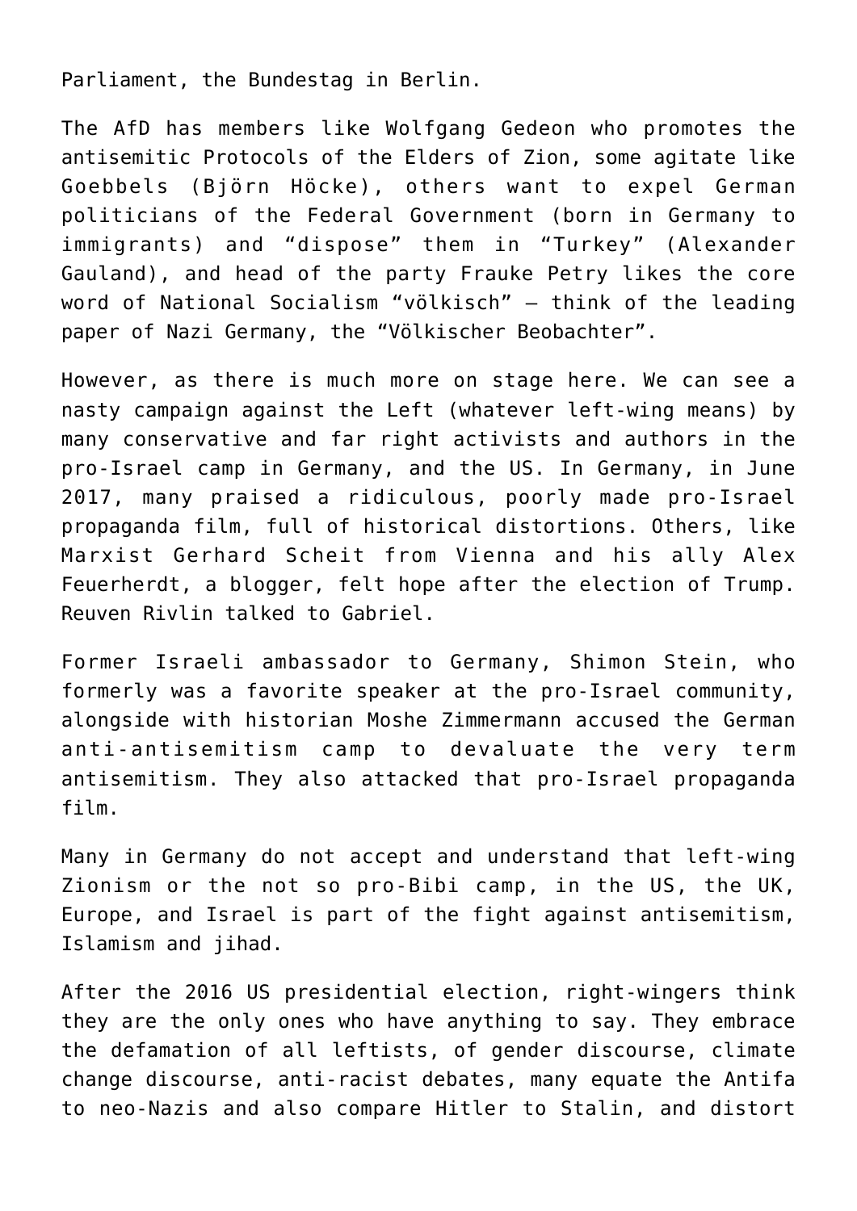Parliament, the Bundestag in Berlin.

The AfD has members like Wolfgang Gedeon who promotes the antisemitic Protocols of the Elders of Zion, some agitate like Goebbels (Björn Höcke), others want to expel German politicians of the Federal Government (born in Germany to immigrants) and "dispose" them in "Turkey" (Alexander Gauland), and head of the party Frauke Petry likes the core word of National Socialism "völkisch" – think of the leading paper of Nazi Germany, the "Völkischer Beobachter".

However, as there is much more on stage here. We can see a nasty campaign against the Left (whatever left-wing means) by many conservative and far right activists and authors in the pro-Israel camp in Germany, and the US. In Germany, in June 2017, many praised a ridiculous, poorly made pro-Israel propaganda film, full of historical distortions. Others, like Marxist Gerhard Scheit from Vienna and his ally Alex Feuerherdt, a blogger, felt hope after the election of Trump. Reuven Rivlin talked to Gabriel.

Former Israeli ambassador to Germany, Shimon Stein, who formerly was a favorite speaker at the pro-Israel community, alongside with historian Moshe Zimmermann accused the German anti-antisemitism camp to devaluate the very term antisemitism. They also attacked that pro-Israel propaganda film.

Many in Germany do not accept and understand that left-wing Zionism or the not so pro-Bibi camp, in the US, the UK, Europe, and Israel is part of the fight against antisemitism, Islamism and jihad.

After the 2016 US presidential election, right-wingers think they are the only ones who have anything to say. They embrace the defamation of all leftists, of gender discourse, climate change discourse, anti-racist debates, many equate the Antifa to neo-Nazis and also compare Hitler to Stalin, and distort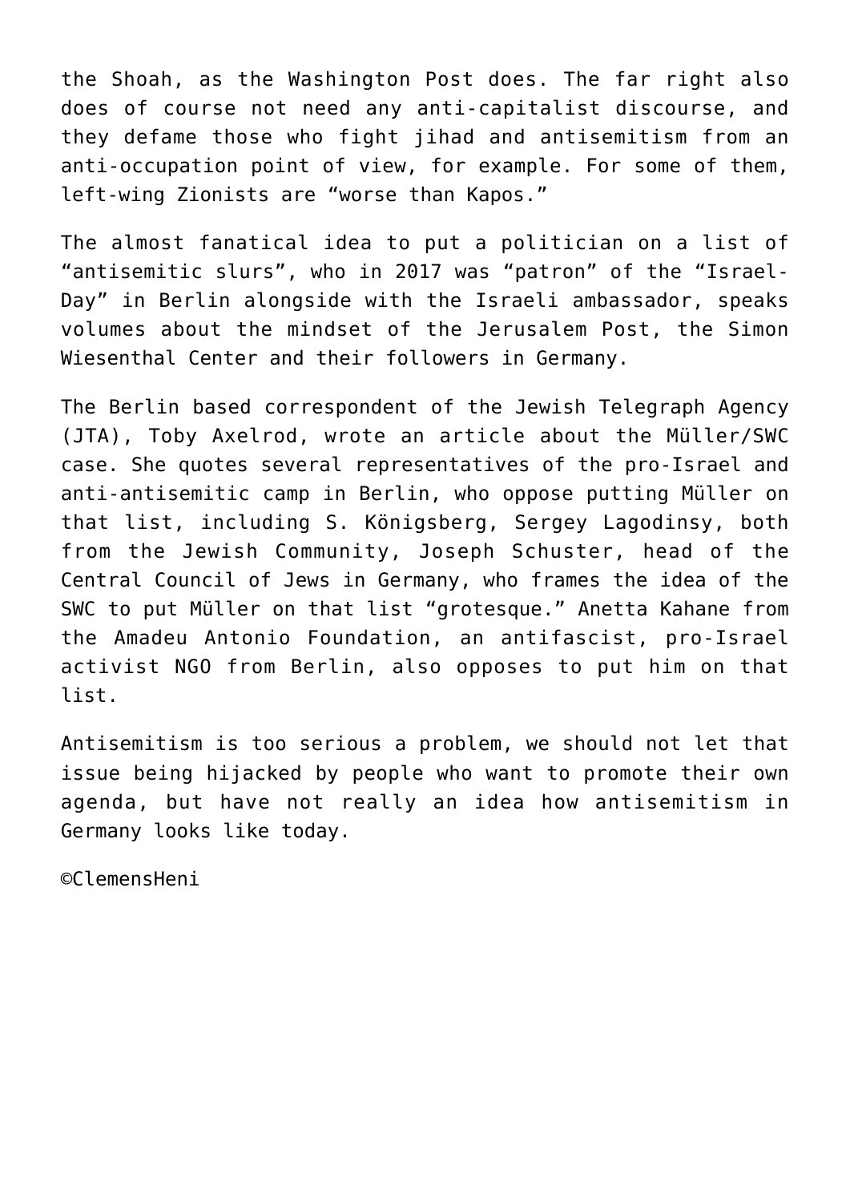the Shoah, as the Washington Post does. The far right also does of course not need any anti-capitalist discourse, and they defame those who fight jihad and antisemitism from an anti-occupation point of view, for example. For some of them, left-wing Zionists are "worse than Kapos."

The almost fanatical idea to put a politician on a list of "antisemitic slurs", who in 2017 was "patron" of the "Israel-Day" in Berlin alongside with the Israeli ambassador, speaks volumes about the mindset of the Jerusalem Post, the Simon Wiesenthal Center and their followers in Germany.

The Berlin based correspondent of the Jewish Telegraph Agency (JTA), Toby Axelrod, wrote an article about the Müller/SWC case. She quotes several representatives of the pro-Israel and anti-antisemitic camp in Berlin, who oppose putting Müller on that list, including S. Königsberg, Sergey Lagodinsy, both from the Jewish Community, Joseph Schuster, head of the Central Council of Jews in Germany, who frames the idea of the SWC to put Müller on that list "grotesque." Anetta Kahane from the Amadeu Antonio Foundation, an antifascist, pro-Israel activist NGO from Berlin, also opposes to put him on that list.

Antisemitism is too serious a problem, we should not let that issue being hijacked by people who want to promote their own agenda, but have not really an idea how antisemitism in Germany looks like today.

©ClemensHeni